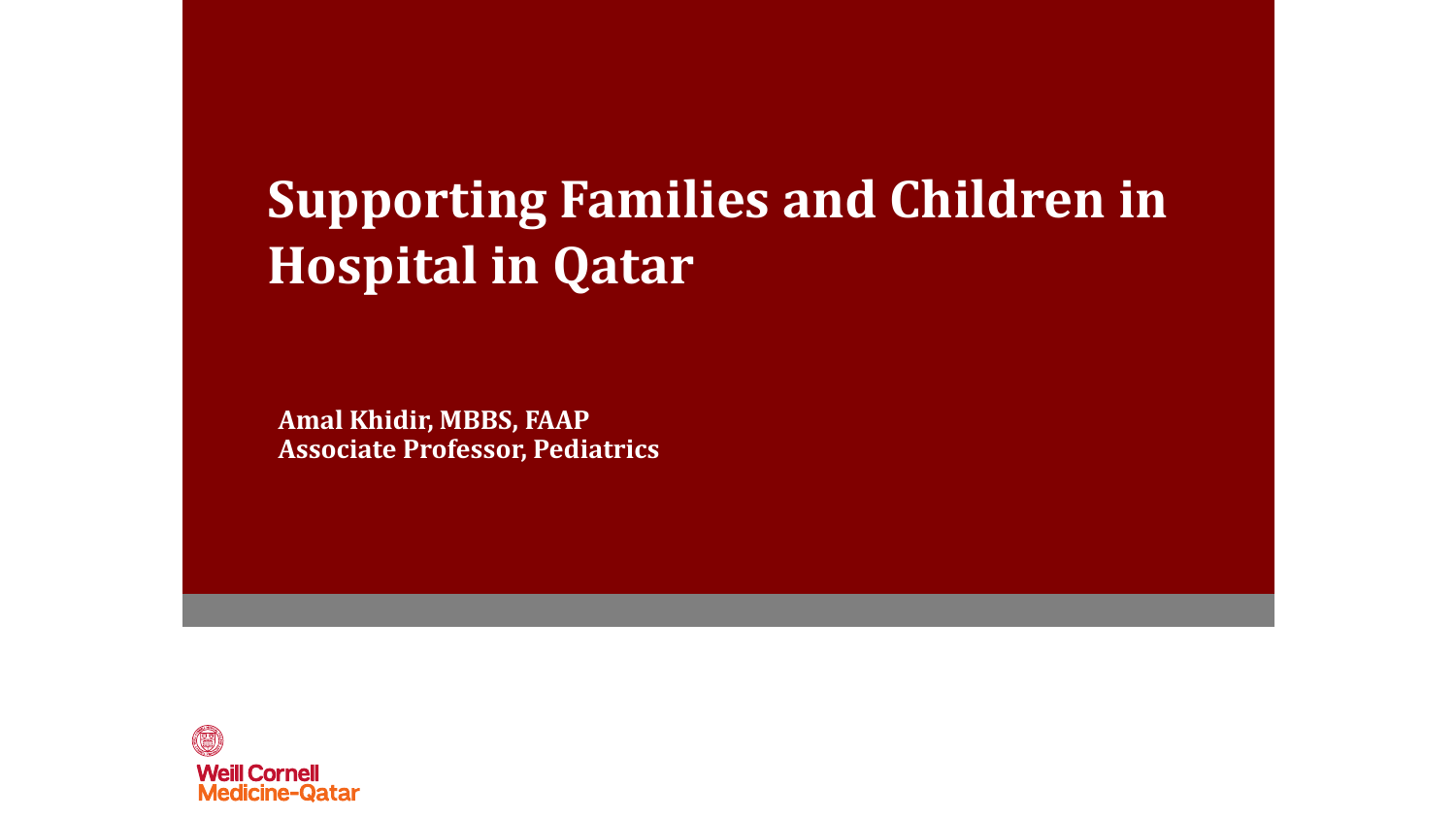# Supporting Families and Children in Hospital in Qatar

**Amal Khidir, MBBS, FAAP**
**Associate Professor, Pediatrics**

Weill Cornell Medicine-Qatar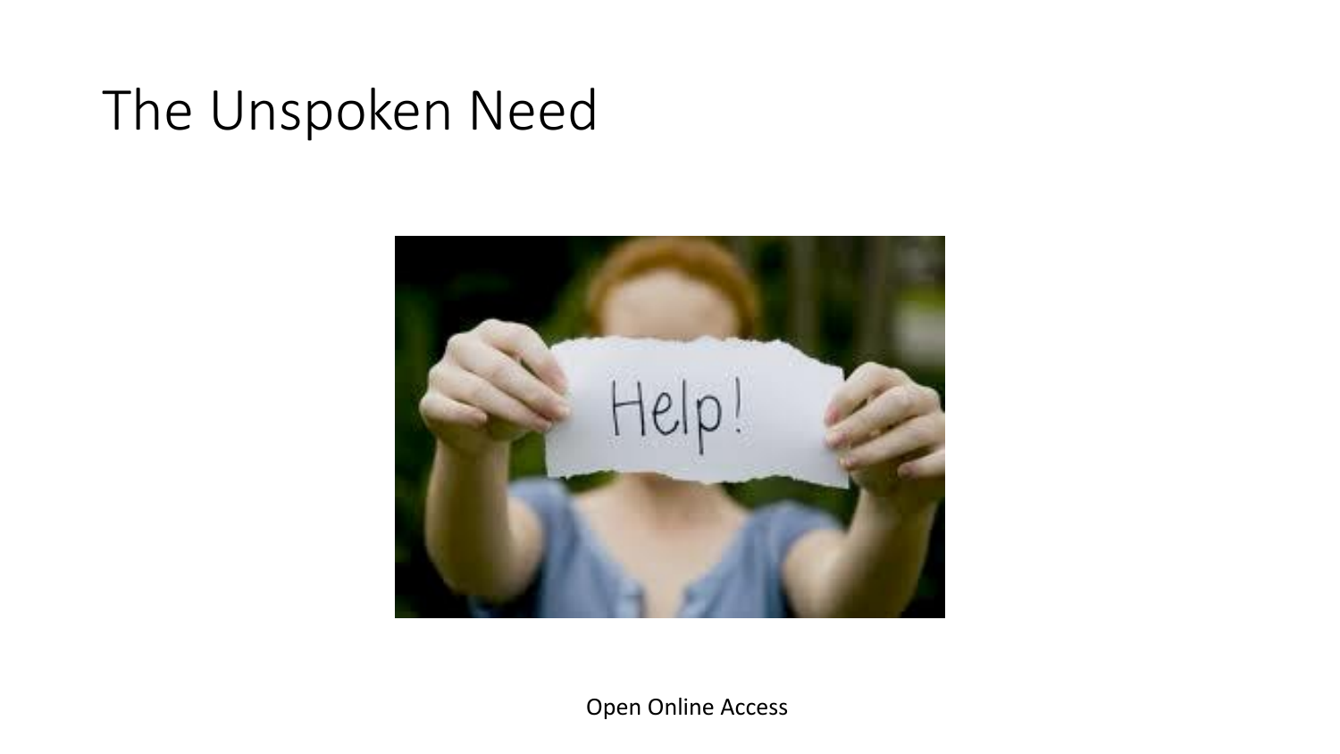# The Unspoken Need

Open Online Access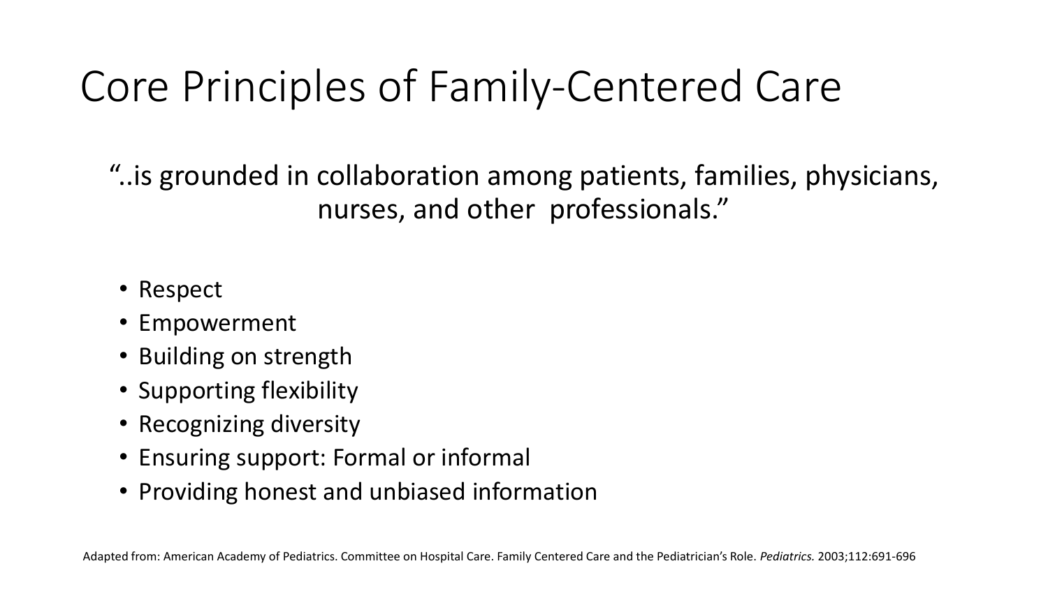# Core Principles of Family-Centered Care

"..is grounded in collaboration among patients, families, physicians, nurses, and other professionals."

- Respect
- Empowerment
- Building on strength
- Supporting flexibility
- Recognizing diversity
- Ensuring support: Formal or informal
- Providing honest and unbiased information

Adapted from: American Academy of Pediatrics. Committee on Hospital Care. Family Centered Care and the Pediatrician's Role. *Pediatrics.* 2003;112:691-696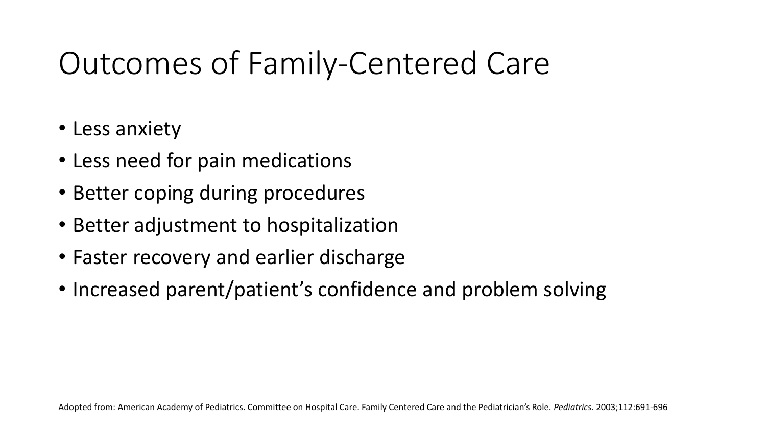# Outcomes of Family-Centered Care

- Less anxiety
- Less need for pain medications
- Better coping during procedures
- Better adjustment to hospitalization
- Faster recovery and earlier discharge
- Increased parent/patient's confidence and problem solving

Adopted from: American Academy of Pediatrics. Committee on Hospital Care. Family Centered Care and the Pediatrician's Role. *Pediatrics.* 2003;112:691-696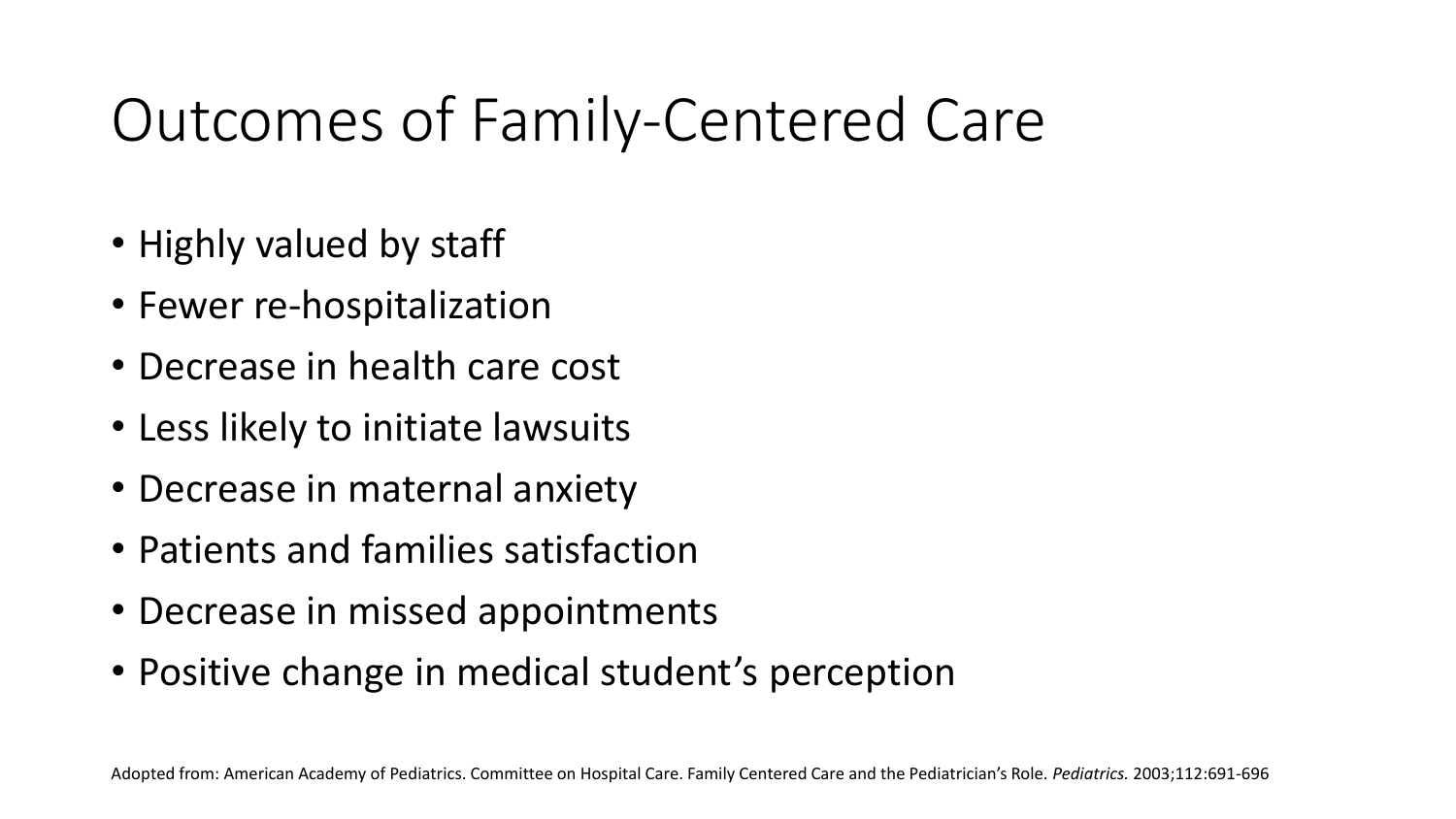# Outcomes of Family-Centered Care

- Highly valued by staff
- Fewer re-hospitalization
- Decrease in health care cost
- Less likely to initiate lawsuits
- Decrease in maternal anxiety
- Patients and families satisfaction
- Decrease in missed appointments
- Positive change in medical student's perception

Adopted from: American Academy of Pediatrics. Committee on Hospital Care. Family Centered Care and the Pediatrician's Role. *Pediatrics.* 2003;112:691-696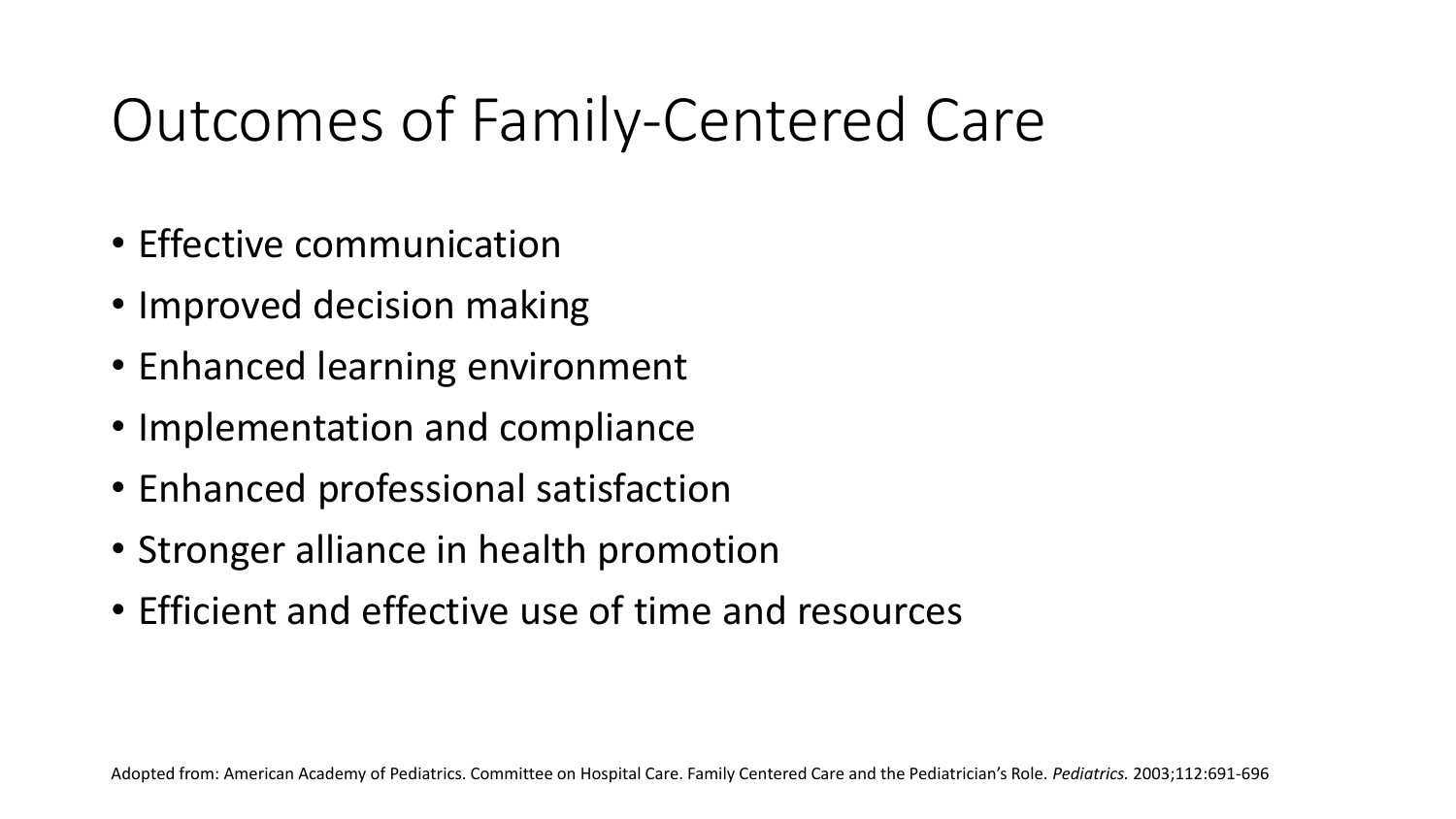# Outcomes of Family-Centered Care

- Effective communication
- Improved decision making
- Enhanced learning environment
- Implementation and compliance
- Enhanced professional satisfaction
- Stronger alliance in health promotion
- Efficient and effective use of time and resources

Adopted from: American Academy of Pediatrics. Committee on Hospital Care. Family Centered Care and the Pediatrician's Role. *Pediatrics.* 2003;112:691-696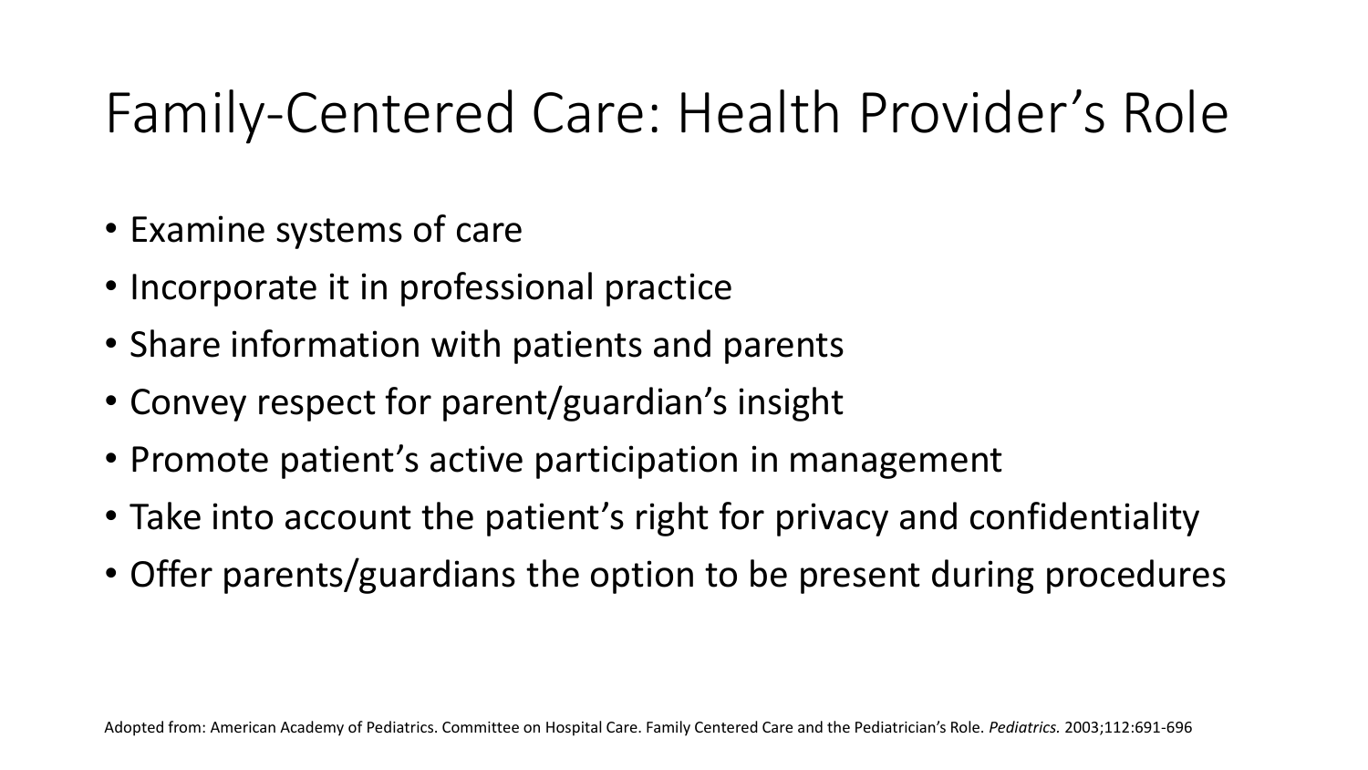# Family-Centered Care: Health Provider's Role

- Examine systems of care
- Incorporate it in professional practice
- Share information with patients and parents
- Convey respect for parent/guardian's insight
- Promote patient's active participation in management
- Take into account the patient's right for privacy and confidentiality
- Offer parents/guardians the option to be present during procedures

Adopted from: American Academy of Pediatrics. Committee on Hospital Care. Family Centered Care and the Pediatrician's Role. *Pediatrics.* 2003;112:691-696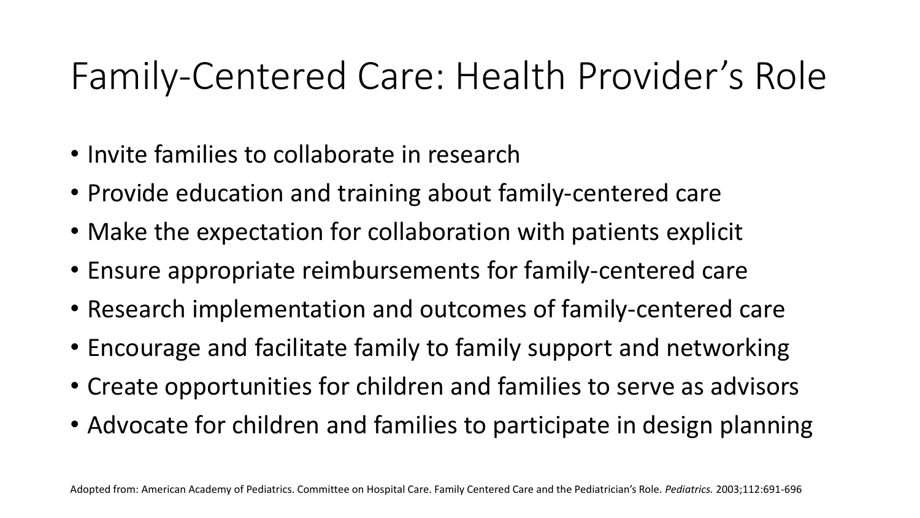# Family-Centered Care: Health Provider's Role

- Invite families to collaborate in research
- Provide education and training about family-centered care
- Make the expectation for collaboration with patients explicit
- Ensure appropriate reimbursements for family-centered care
- Research implementation and outcomes of family-centered care
- Encourage and facilitate family to family support and networking
- Create opportunities for children and families to serve as advisors
- Advocate for children and families to participate in design planning

Adopted from: American Academy of Pediatrics. Committee on Hospital Care. Family Centered Care and the Pediatrician's Role. *Pediatrics.* 2003;112:691-696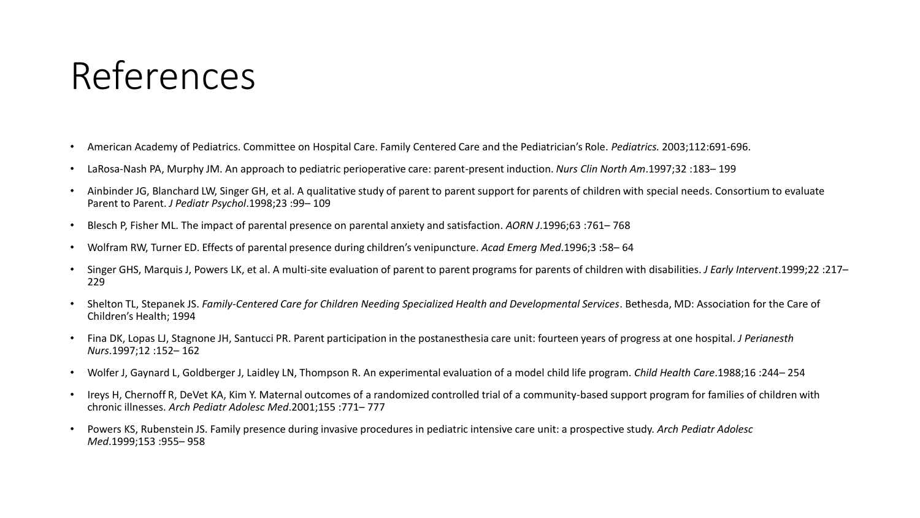# References

- American Academy of Pediatrics. Committee on Hospital Care. Family Centered Care and the Pediatrician's Role. *Pediatrics.* 2003;112:691-696.
- LaRosa-Nash PA, Murphy JM. An approach to pediatric perioperative care: parent-present induction. *Nurs Clin North Am*.1997;32 :183– 199
- Ainbinder JG, Blanchard LW, Singer GH, et al. A qualitative study of parent to parent support for parents of children with special needs. Consortium to evaluate Parent to Parent. *J Pediatr Psychol*.1998;23 :99– 109
- Blesch P, Fisher ML. The impact of parental presence on parental anxiety and satisfaction. *AORN J*.1996;63 :761– 768
- Wolfram RW, Turner ED. Effects of parental presence during children's venipuncture. *Acad Emerg Med*.1996;3 :58– 64
- Singer GHS, Marquis J, Powers LK, et al. A multi-site evaluation of parent to parent programs for parents of children with disabilities. *J Early Intervent*.1999;22 :217– 229
- Shelton TL, Stepanek JS. *Family-Centered Care for Children Needing Specialized Health and Developmental Services*. Bethesda, MD: Association for the Care of Children's Health; 1994
- Fina DK, Lopas LJ, Stagnone JH, Santucci PR. Parent participation in the postanesthesia care unit: fourteen years of progress at one hospital. *J Perianesth Nurs*.1997;12 :152– 162
- Wolfer J, Gaynard L, Goldberger J, Laidley LN, Thompson R. An experimental evaluation of a model child life program. *Child Health Care*.1988;16 :244– 254
- Ireys H, Chernoff R, DeVet KA, Kim Y. Maternal outcomes of a randomized controlled trial of a community-based support program for families of children with chronic illnesses. *Arch Pediatr Adolesc Med*.2001;155 :771– 777
- Powers KS, Rubenstein JS. Family presence during invasive procedures in pediatric intensive care unit: a prospective study. *Arch Pediatr Adolesc Med*.1999;153 :955– 958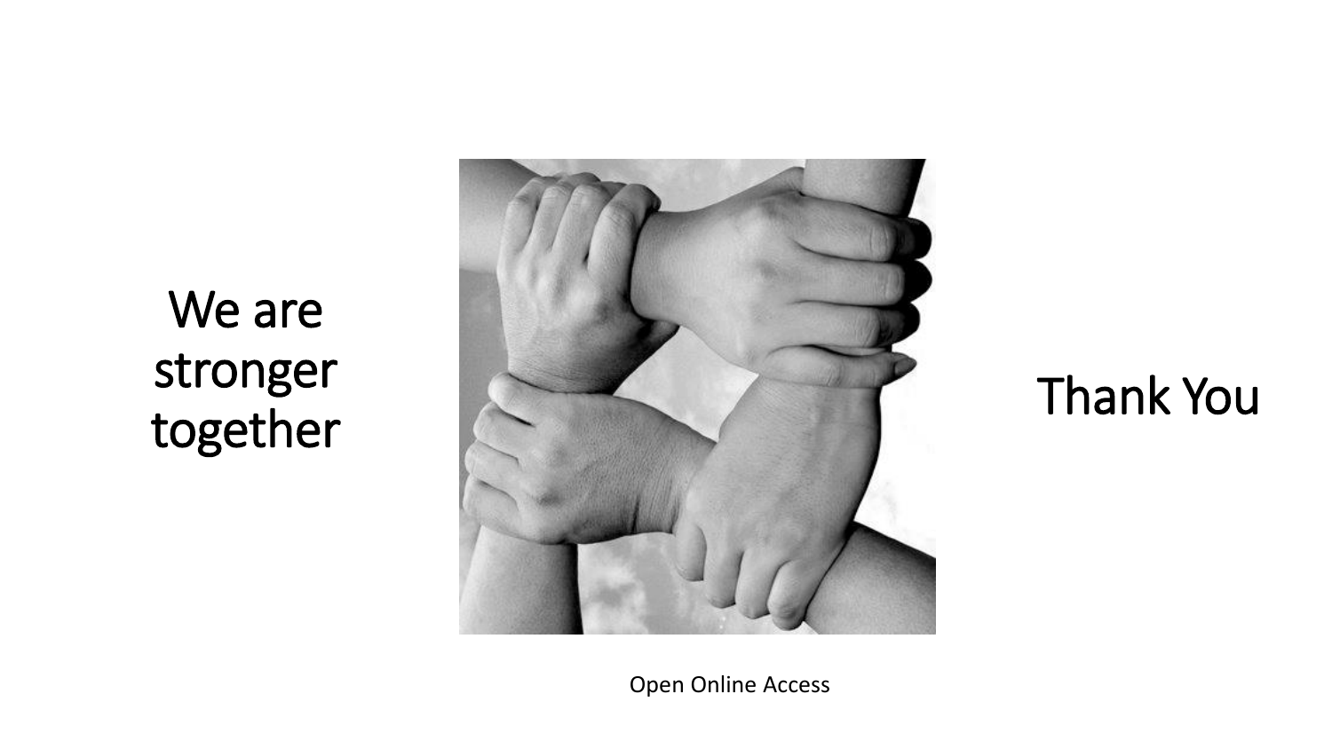We are stronger together

Thank You

Open Online Access